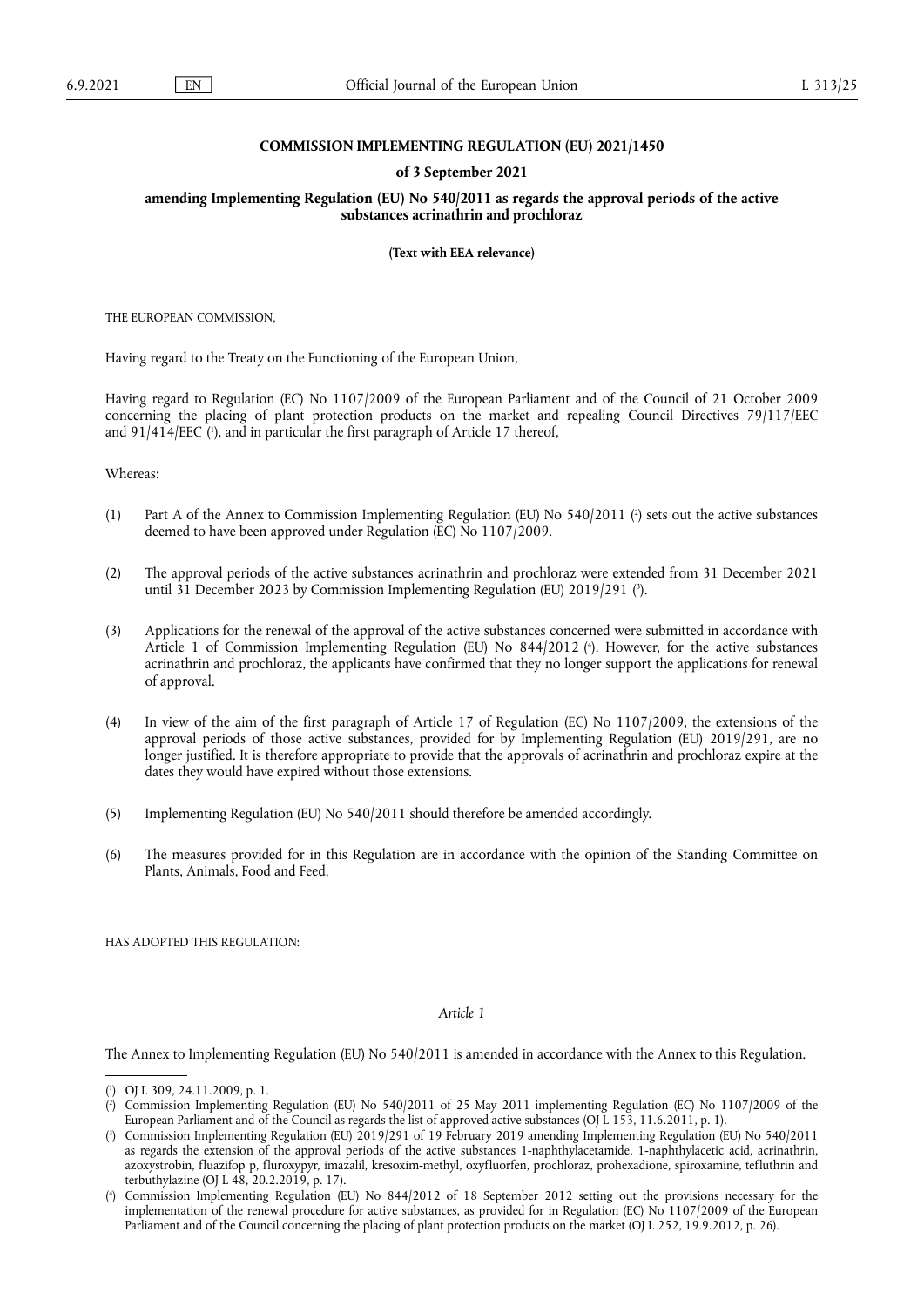# COMMISSION IMPLEMENTING REGULATION (EU) 2021/1450

## of 3 September 2021

## amending Implementing Regulation (EU) No 540/2011 as regards the approval periods of the active substances acrinathrin and prochloraz

**(Text with EEA relevance)**

THE EUROPEAN COMMISSION,

Having regard to the Treaty on the Functioning of the European Union,

Having regard to Regulation (EC) No 1107/2009 of the European Parliament and of the Council of 21 October 2009 concerning the placing of plant protection products on the market and repealing Council Directives 79/117/EEC and 91/414/EEC [1], and in particular the first paragraph of Article 17 thereof,

Whereas:

(1) Part A of the Annex to Commission Implementing Regulation (EU) No 540/2011 [2] sets out the active substances deemed to have been approved under Regulation (EC) No 1107/2009.

(2) The approval periods of the active substances acrinathrin and prochloraz were extended from 31 December 2021 until 31 December 2023 by Commission Implementing Regulation (EU) 2019/291 [3].

(3) Applications for the renewal of the approval of the active substances concerned were submitted in accordance with Article 1 of Commission Implementing Regulation (EU) No 844/2012 [4]. However, for the active substances acrinathrin and prochloraz, the applicants have confirmed that they no longer support the applications for renewal of approval.

(4) In view of the aim of the first paragraph of Article 17 of Regulation (EC) No 1107/2009, the extensions of the approval periods of those active substances, provided for by Implementing Regulation (EU) 2019/291, are no longer justified. It is therefore appropriate to provide that the approvals of acrinathrin and prochloraz expire at the dates they would have expired without those extensions.

(5) Implementing Regulation (EU) No 540/2011 should therefore be amended accordingly.

(6) The measures provided for in this Regulation are in accordance with the opinion of the Standing Committee on Plants, Animals, Food and Feed,

HAS ADOPTED THIS REGULATION:

*Article 1*

The Annex to Implementing Regulation (EU) No 540/2011 is amended in accordance with the Annex to this Regulation.

---

[1] OJ L 309, 24.11.2009, p. 1.

[2] Commission Implementing Regulation (EU) No 540/2011 of 25 May 2011 implementing Regulation (EC) No 1107/2009 of the European Parliament and of the Council as regards the list of approved active substances (OJ L 153, 11.6.2011, p. 1).

[3] Commission Implementing Regulation (EU) 2019/291 of 19 February 2019 amending Implementing Regulation (EU) No 540/2011 as regards the extension of the approval periods of the active substances 1-naphthylacetamide, 1-naphthylacetic acid, acrinathrin, azoxystrobin, fluazifop p, fluroxypyr, imazalil, kresoxim-methyl, oxyfluorfen, prochloraz, prohexadione, spiroxamine, tefluthrin and terbuthylazine (OJ L 48, 20.2.2019, p. 17).

[4] Commission Implementing Regulation (EU) No 844/2012 of 18 September 2012 setting out the provisions necessary for the implementation of the renewal procedure for active substances, as provided for in Regulation (EC) No 1107/2009 of the European Parliament and of the Council concerning the placing of plant protection products on the market (OJ L 252, 19.9.2012, p. 26).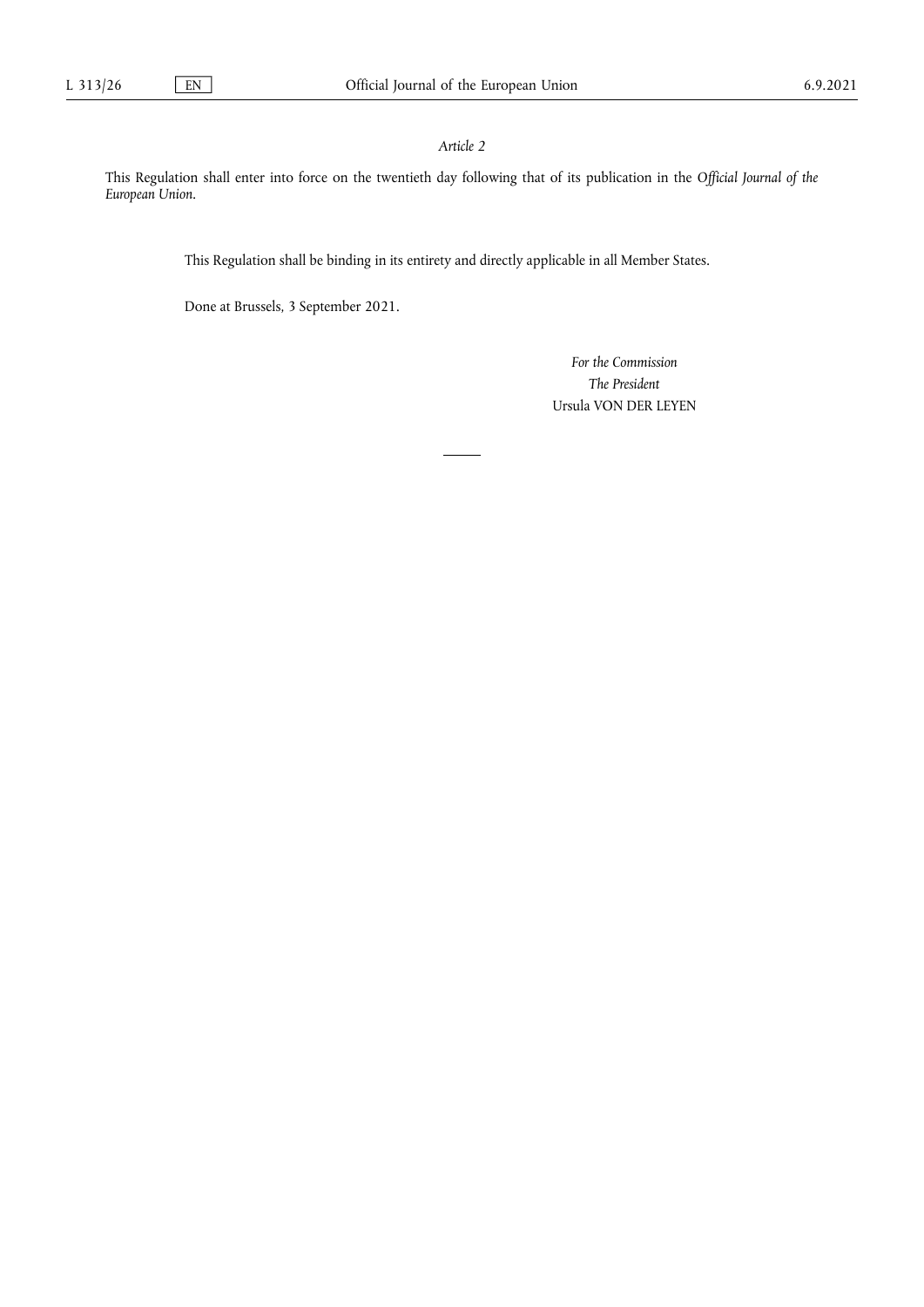*Article 2*

This Regulation shall enter into force on the twentieth day following that of its publication in the *Official Journal of the European Union*.

This Regulation shall be binding in its entirety and directly applicable in all Member States.

Done at Brussels, 3 September 2021.

*For the Commission*

*The President*

Ursula VON DER LEYEN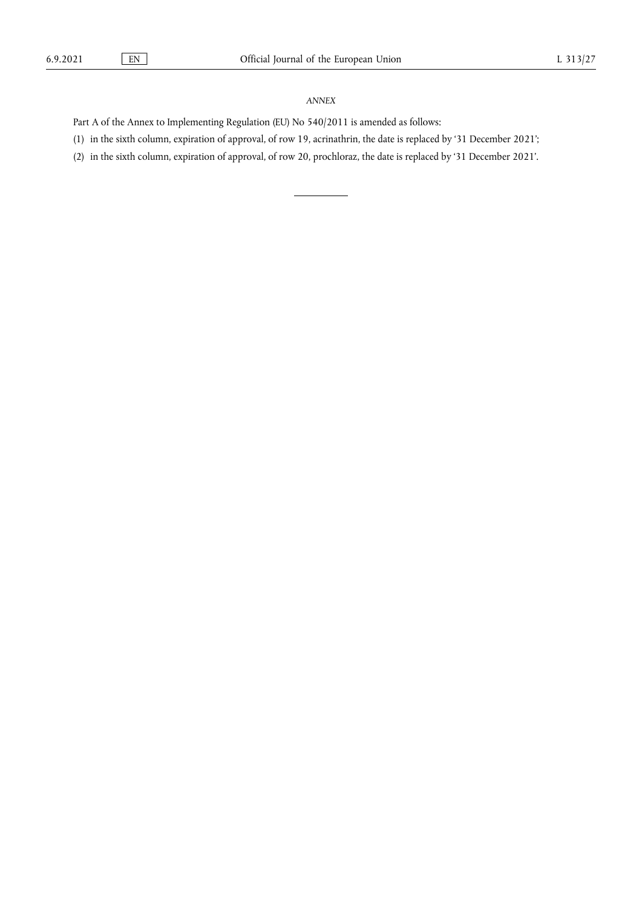*ANNEX*

Part A of the Annex to Implementing Regulation (EU) No 540/2011 is amended as follows:

(1) in the sixth column, expiration of approval, of row 19, acrinathrin, the date is replaced by '31 December 2021';

(2) in the sixth column, expiration of approval, of row 20, prochloraz, the date is replaced by '31 December 2021'.